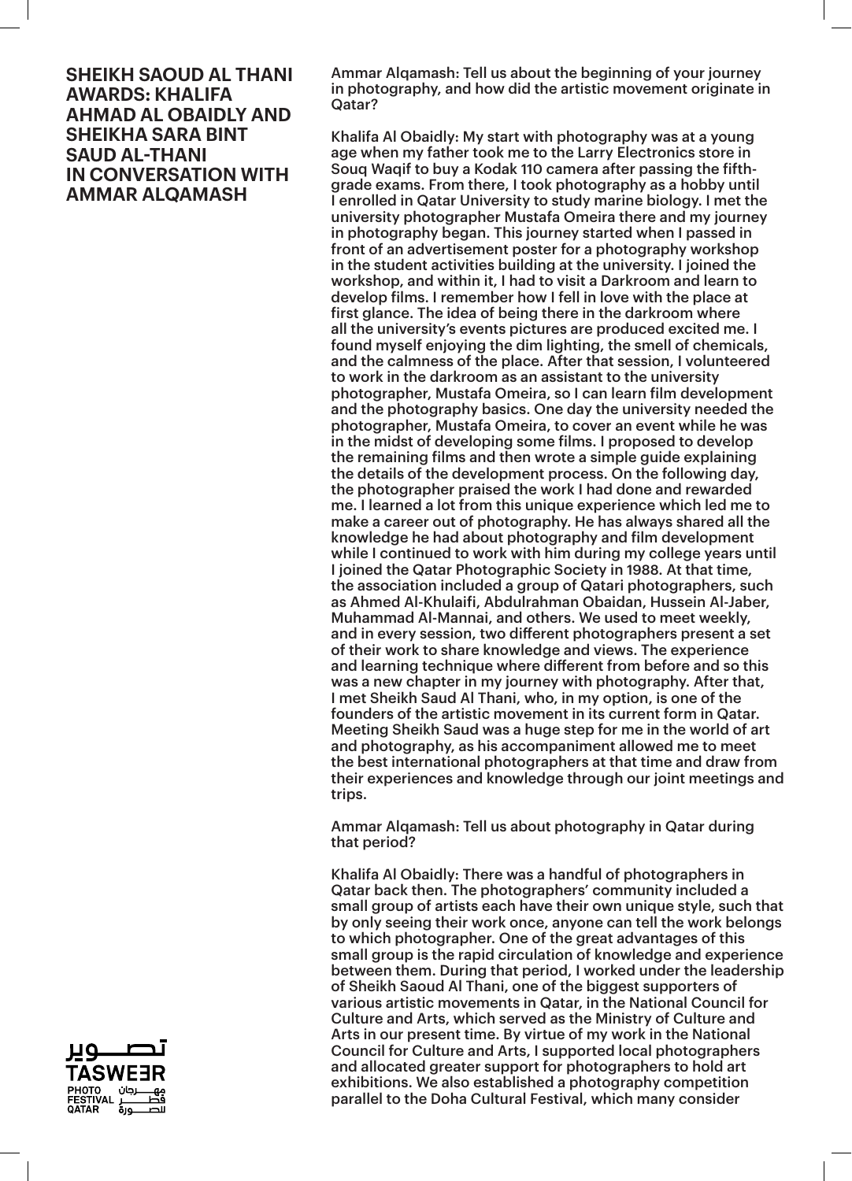# SHEIKH SAOUD AL THANI AWARDS: KHALIFA AHMAD AL OBAIDLY AND SHEIKHA SARA BINT SAUD AL-THANI IN CONVERSATION WITH AMMAR ALQAMASH

Ammar Alqamash: Tell us about the beginning of your journey in photography, and how did the artistic movement originate in Qatar?

Khalifa Al Obaidly: My start with photography was at a young age when my father took me to the Larry Electronics store in Souq Waqif to buy a Kodak 110 camera after passing the fifth-grade exams. From there, I took photography as a hobby until I enrolled in Qatar University to study marine biology. I met the university photographer Mustafa Omeira there and my journey in photography began. This journey started when I passed in front of an advertisement poster for a photography workshop in the student activities building at the university. I joined the workshop, and within it, I had to visit a Darkroom and learn to develop films. I remember how I fell in love with the place at first glance. The idea of being there in the darkroom where all the university's events pictures are produced excited me. I found myself enjoying the dim lighting, the smell of chemicals, and the calmness of the place. After that session, I volunteered to work in the darkroom as an assistant to the university photographer, Mustafa Omeira, so I can learn film development and the photography basics. One day the university needed the photographer, Mustafa Omeira, to cover an event while he was in the midst of developing some films. I proposed to develop the remaining films and then wrote a simple guide explaining the details of the development process. On the following day, the photographer praised the work I had done and rewarded me. I learned a lot from this unique experience which led me to make a career out of photography. He has always shared all the knowledge he had about photography and film development while I continued to work with him during my college years until I joined the Qatar Photographic Society in 1988. At that time, the association included a group of Qatari photographers, such as Ahmed Al-Khulaifi, Abdulrahman Obaidan, Hussein Al-Jaber, Muhammad Al-Mannai, and others. We used to meet weekly, and in every session, two different photographers present a set of their work to share knowledge and views. The experience and learning technique where different from before and so this was a new chapter in my journey with photography. After that, I met Sheikh Saud Al Thani, who, in my option, is one of the founders of the artistic movement in its current form in Qatar. Meeting Sheikh Saud was a huge step for me in the world of art and photography, as his accompaniment allowed me to meet the best international photographers at that time and draw from their experiences and knowledge through our joint meetings and trips.

Ammar Alqamash: Tell us about photography in Qatar during that period?

Khalifa Al Obaidly: There was a handful of photographers in Qatar back then. The photographers' community included a small group of artists each have their own unique style, such that by only seeing their work once, anyone can tell the work belongs to which photographer. One of the great advantages of this small group is the rapid circulation of knowledge and experience between them. During that period, I worked under the leadership of Sheikh Saoud Al Thani, one of the biggest supporters of various artistic movements in Qatar, in the National Council for Culture and Arts, which served as the Ministry of Culture and Arts in our present time. By virtue of my work in the National Council for Culture and Arts, I supported local photographers and allocated greater support for photographers to hold art exhibitions. We also established a photography competition parallel to the Doha Cultural Festival, which many consider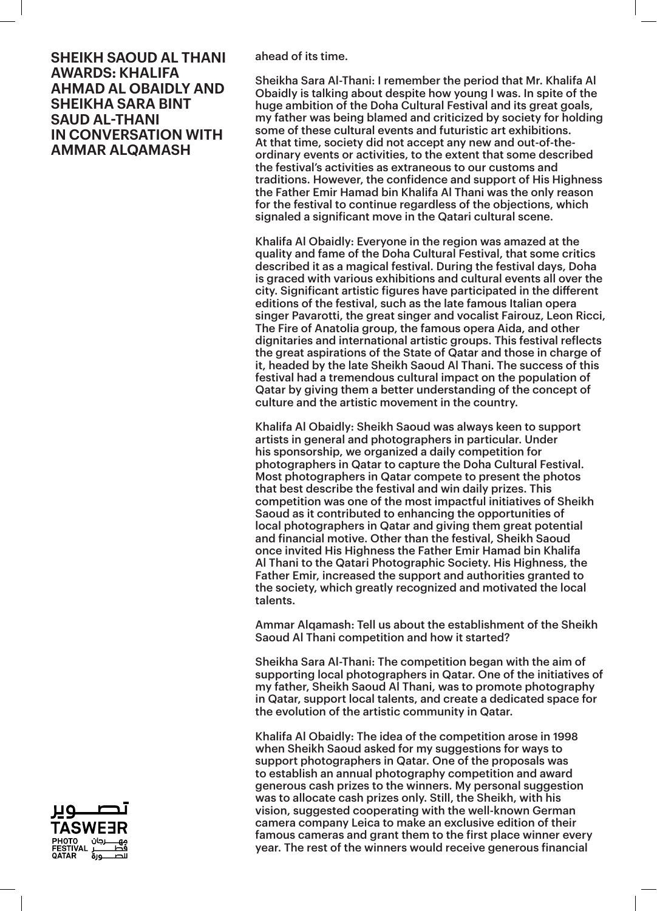# SHEIKH SAOUD AL THANI AWARDS: KHALIFA AHMAD AL OBAIDLY AND SHEIKHA SARA BINT SAUD AL-THANI IN CONVERSATION WITH AMMAR ALQAMASH

ahead of its time.

Sheikha Sara Al-Thani: I remember the period that Mr. Khalifa Al Obaidly is talking about despite how young I was. In spite of the huge ambition of the Doha Cultural Festival and its great goals, my father was being blamed and criticized by society for holding some of these cultural events and futuristic art exhibitions. At that time, society did not accept any new and out-of-the-ordinary events or activities, to the extent that some described the festival's activities as extraneous to our customs and traditions. However, the confidence and support of His Highness the Father Emir Hamad bin Khalifa Al Thani was the only reason for the festival to continue regardless of the objections, which signaled a significant move in the Qatari cultural scene.

Khalifa Al Obaidly: Everyone in the region was amazed at the quality and fame of the Doha Cultural Festival, that some critics described it as a magical festival. During the festival days, Doha is graced with various exhibitions and cultural events all over the city. Significant artistic figures have participated in the different editions of the festival, such as the late famous Italian opera singer Pavarotti, the great singer and vocalist Fairouz, Leon Ricci, The Fire of Anatolia group, the famous opera Aida, and other dignitaries and international artistic groups. This festival reflects the great aspirations of the State of Qatar and those in charge of it, headed by the late Sheikh Saoud Al Thani. The success of this festival had a tremendous cultural impact on the population of Qatar by giving them a better understanding of the concept of culture and the artistic movement in the country.

Khalifa Al Obaidly: Sheikh Saoud was always keen to support artists in general and photographers in particular. Under his sponsorship, we organized a daily competition for photographers in Qatar to capture the Doha Cultural Festival. Most photographers in Qatar compete to present the photos that best describe the festival and win daily prizes. This competition was one of the most impactful initiatives of Sheikh Saoud as it contributed to enhancing the opportunities of local photographers in Qatar and giving them great potential and financial motive. Other than the festival, Sheikh Saoud once invited His Highness the Father Emir Hamad bin Khalifa Al Thani to the Qatari Photographic Society. His Highness, the Father Emir, increased the support and authorities granted to the society, which greatly recognized and motivated the local talents.

Ammar Alqamash: Tell us about the establishment of the Sheikh Saoud Al Thani competition and how it started?

Sheikha Sara Al-Thani: The competition began with the aim of supporting local photographers in Qatar. One of the initiatives of my father, Sheikh Saoud Al Thani, was to promote photography in Qatar, support local talents, and create a dedicated space for the evolution of the artistic community in Qatar.

Khalifa Al Obaidly: The idea of the competition arose in 1998 when Sheikh Saoud asked for my suggestions for ways to support photographers in Qatar. One of the proposals was to establish an annual photography competition and award generous cash prizes to the winners. My personal suggestion was to allocate cash prizes only. Still, the Sheikh, with his vision, suggested cooperating with the well-known German camera company Leica to make an exclusive edition of their famous cameras and grant them to the first place winner every year. The rest of the winners would receive generous financial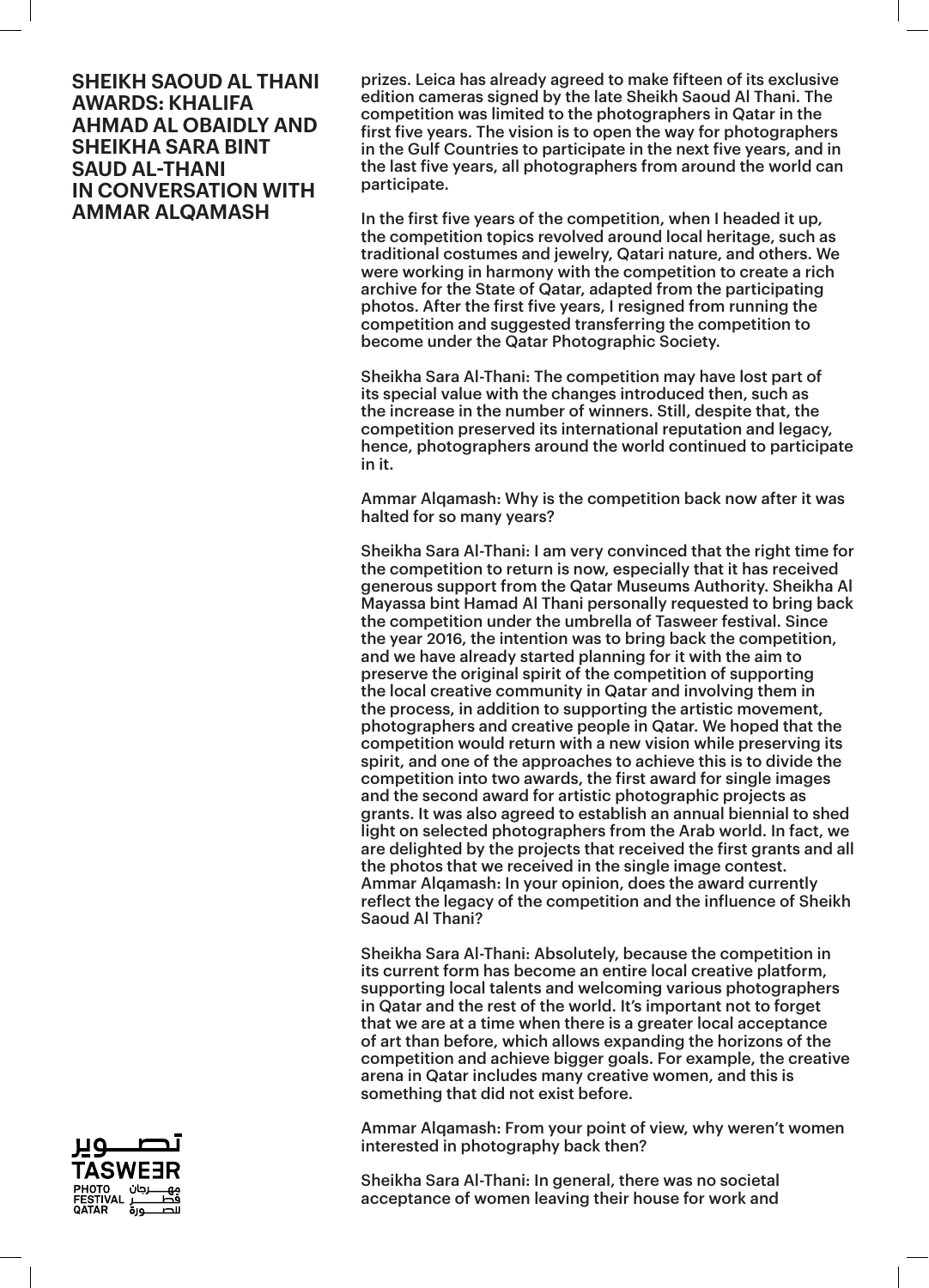## SHEIKH SAOUD AL THANI AWARDS: KHALIFA AHMAD AL OBAIDLY AND SHEIKHA SARA BINT SAUD AL-THANI IN CONVERSATION WITH AMMAR ALQAMASH

prizes. Leica has already agreed to make fifteen of its exclusive edition cameras signed by the late Sheikh Saoud Al Thani. The competition was limited to the photographers in Qatar in the first five years. The vision is to open the way for photographers in the Gulf Countries to participate in the next five years, and in the last five years, all photographers from around the world can participate.

In the first five years of the competition, when I headed it up, the competition topics revolved around local heritage, such as traditional costumes and jewelry, Qatari nature, and others. We were working in harmony with the competition to create a rich archive for the State of Qatar, adapted from the participating photos. After the first five years, I resigned from running the competition and suggested transferring the competition to become under the Qatar Photographic Society.

Sheikha Sara Al-Thani: The competition may have lost part of its special value with the changes introduced then, such as the increase in the number of winners. Still, despite that, the competition preserved its international reputation and legacy, hence, photographers around the world continued to participate in it.

Ammar Alqamash: Why is the competition back now after it was halted for so many years?

Sheikha Sara Al-Thani: I am very convinced that the right time for the competition to return is now, especially that it has received generous support from the Qatar Museums Authority. Sheikha Al Mayassa bint Hamad Al Thani personally requested to bring back the competition under the umbrella of Tasweer festival. Since the year 2016, the intention was to bring back the competition, and we have already started planning for it with the aim to preserve the original spirit of the competition of supporting the local creative community in Qatar and involving them in the process, in addition to supporting the artistic movement, photographers and creative people in Qatar. We hoped that the competition would return with a new vision while preserving its spirit, and one of the approaches to achieve this is to divide the competition into two awards, the first award for single images and the second award for artistic photographic projects as grants. It was also agreed to establish an annual biennial to shed light on selected photographers from the Arab world. In fact, we are delighted by the projects that received the first grants and all the photos that we received in the single image contest.

Ammar Alqamash: In your opinion, does the award currently reflect the legacy of the competition and the influence of Sheikh Saoud Al Thani?

Sheikha Sara Al-Thani: Absolutely, because the competition in its current form has become an entire local creative platform, supporting local talents and welcoming various photographers in Qatar and the rest of the world. It's important not to forget that we are at a time when there is a greater local acceptance of art than before, which allows expanding the horizons of the competition and achieve bigger goals. For example, the creative arena in Qatar includes many creative women, and this is something that did not exist before.

Ammar Alqamash: From your point of view, why weren't women interested in photography back then?

Sheikha Sara Al-Thani: In general, there was no societal acceptance of women leaving their house for work and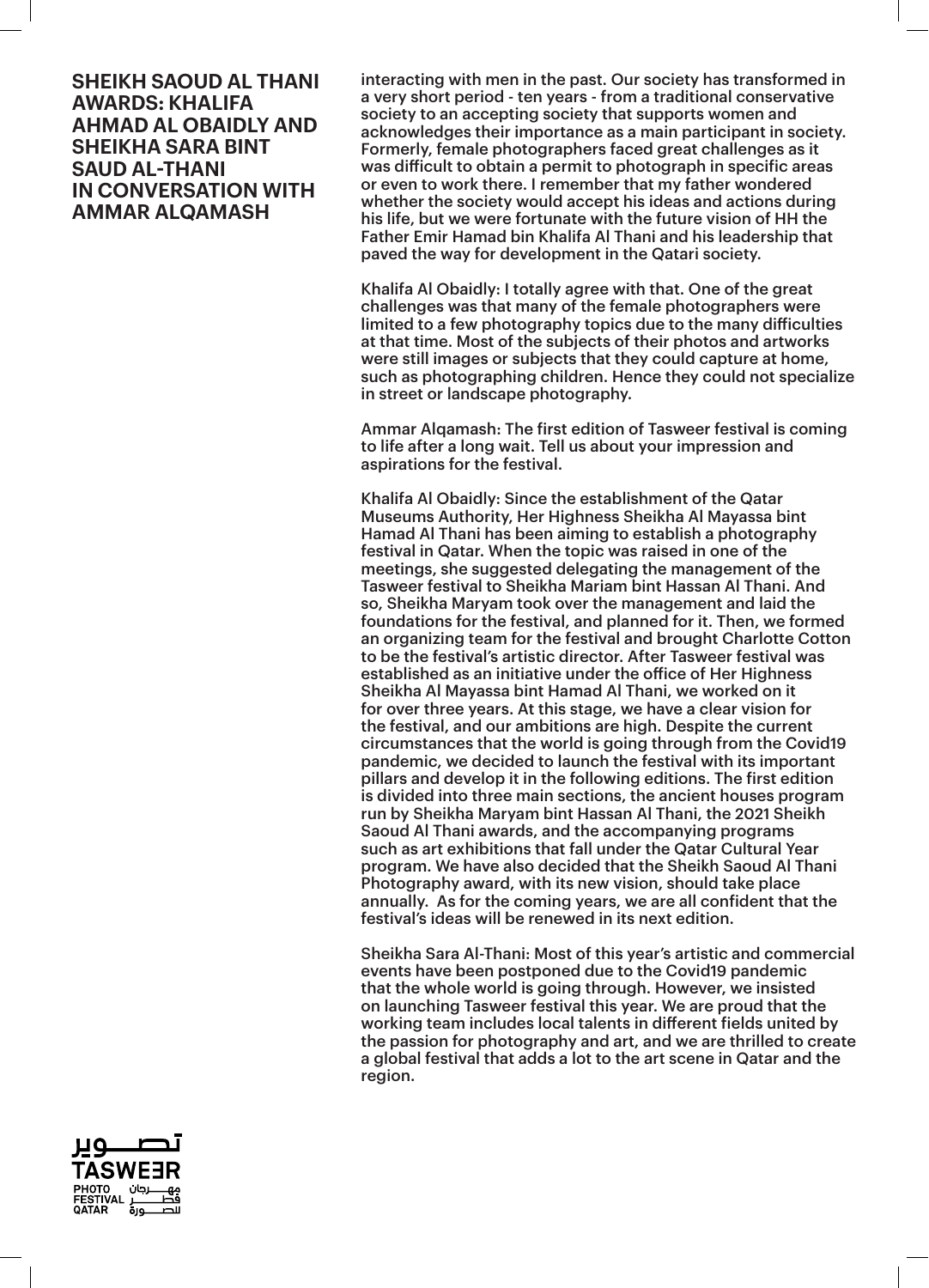## SHEIKH SAOUD AL THANI AWARDS: KHALIFA AHMAD AL OBAIDLY AND SHEIKHA SARA BINT SAUD AL-THANI IN CONVERSATION WITH AMMAR ALQAMASH

interacting with men in the past. Our society has transformed in a very short period - ten years - from a traditional conservative society to an accepting society that supports women and acknowledges their importance as a main participant in society. Formerly, female photographers faced great challenges as it was difficult to obtain a permit to photograph in specific areas or even to work there. I remember that my father wondered whether the society would accept his ideas and actions during his life, but we were fortunate with the future vision of HH the Father Emir Hamad bin Khalifa Al Thani and his leadership that paved the way for development in the Qatari society.

Khalifa Al Obaidly: I totally agree with that. One of the great challenges was that many of the female photographers were limited to a few photography topics due to the many difficulties at that time. Most of the subjects of their photos and artworks were still images or subjects that they could capture at home, such as photographing children. Hence they could not specialize in street or landscape photography.

Ammar Alqamash: The first edition of Tasweer festival is coming to life after a long wait. Tell us about your impression and aspirations for the festival.

Khalifa Al Obaidly: Since the establishment of the Qatar Museums Authority, Her Highness Sheikha Al Mayassa bint Hamad Al Thani has been aiming to establish a photography festival in Qatar. When the topic was raised in one of the meetings, she suggested delegating the management of the Tasweer festival to Sheikha Mariam bint Hassan Al Thani. And so, Sheikha Maryam took over the management and laid the foundations for the festival, and planned for it. Then, we formed an organizing team for the festival and brought Charlotte Cotton to be the festival's artistic director. After Tasweer festival was established as an initiative under the office of Her Highness Sheikha Al Mayassa bint Hamad Al Thani, we worked on it for over three years. At this stage, we have a clear vision for the festival, and our ambitions are high. Despite the current circumstances that the world is going through from the Covid19 pandemic, we decided to launch the festival with its important pillars and develop it in the following editions. The first edition is divided into three main sections, the ancient houses program run by Sheikha Maryam bint Hassan Al Thani, the 2021 Sheikh Saoud Al Thani awards, and the accompanying programs such as art exhibitions that fall under the Qatar Cultural Year program. We have also decided that the Sheikh Saoud Al Thani Photography award, with its new vision, should take place annually. As for the coming years, we are all confident that the festival's ideas will be renewed in its next edition.

Sheikha Sara Al-Thani: Most of this year's artistic and commercial events have been postponed due to the Covid19 pandemic that the whole world is going through. However, we insisted on launching Tasweer festival this year. We are proud that the working team includes local talents in different fields united by the passion for photography and art, and we are thrilled to create a global festival that adds a lot to the art scene in Qatar and the region.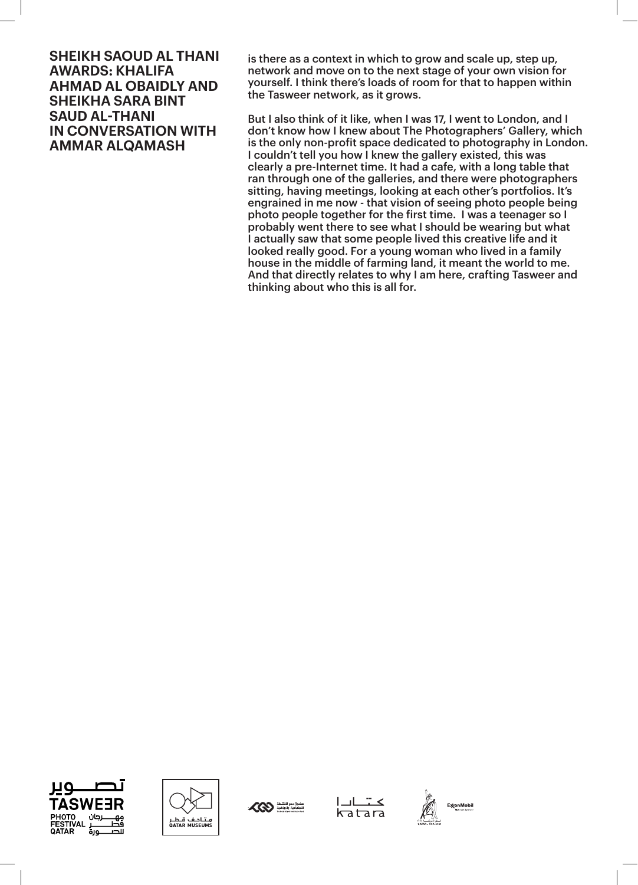## SHEIKH SAOUD AL THANI AWARDS: KHALIFA AHMAD AL OBAIDLY AND SHEIKHA SARA BINT SAUD AL-THANI IN CONVERSATION WITH AMMAR ALQAMASH

is there as a context in which to grow and scale up, step up, network and move on to the next stage of your own vision for yourself. I think there's loads of room for that to happen within the Tasweer network, as it grows.

But I also think of it like, when I was 17, I went to London, and I don't know how I knew about The Photographers' Gallery, which is the only non-profit space dedicated to photography in London. I couldn't tell you how I knew the gallery existed, this was clearly a pre-Internet time. It had a cafe, with a long table that ran through one of the galleries, and there were photographers sitting, having meetings, looking at each other's portfolios. It's engrained in me now - that vision of seeing photo people being photo people together for the first time. I was a teenager so I probably went there to see what I should be wearing but what I actually saw that some people lived this creative life and it looked really good. For a young woman who lived in a family house in the middle of farming land, it meant the world to me. And that directly relates to why I am here, crafting Tasweer and thinking about who this is all for.